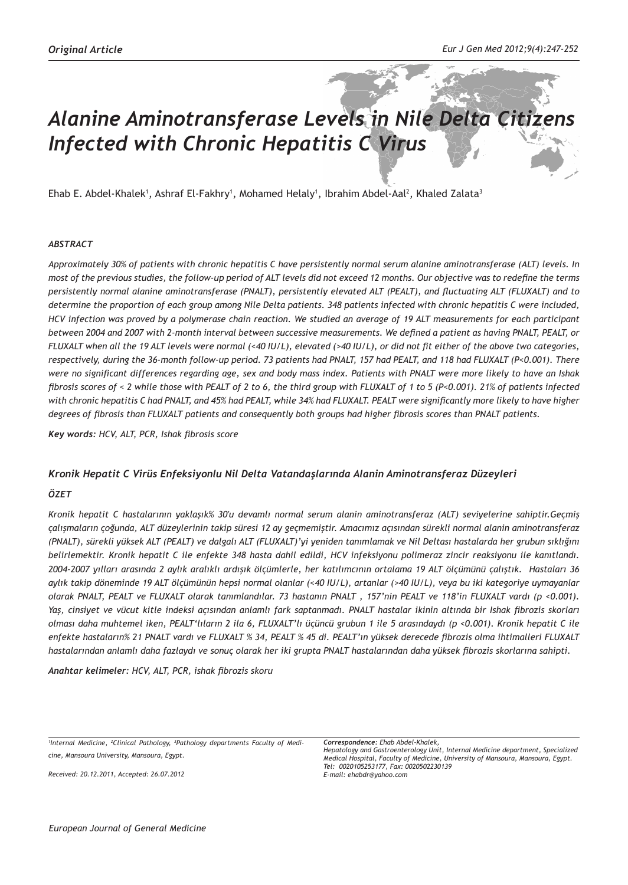*Original Article*

# *Alanine Aminotransferase Levels in Nile Delta Citizens Infected with Chronic Hepatitis C Virus*

Ehab E. Abdel-Khalek[1], Ashraf El-Fakhry[1], Mohamed Helaly[1], Ibrahim Abdel-Aal[2], Khaled Zalata[3]

### *ABSTRACT*

*Approximately 30% of patients with chronic hepatitis C have persistently normal serum alanine aminotransferase (ALT) levels. In most of the previous studies, the follow-up period of ALT levels did not exceed 12 months. Our objective was to redefine the terms persistently normal alanine aminotransferase (PNALT), persistently elevated ALT (PEALT), and fluctuating ALT (FLUXALT) and to determine the proportion of each group among Nile Delta patients. 348 patients infected with chronic hepatitis C were included, HCV infection was proved by a polymerase chain reaction. We studied an average of 19 ALT measurements for each participant between 2004 and 2007 with 2-month interval between successive measurements. We defined a patient as having PNALT, PEALT, or FLUXALT when all the 19 ALT levels were normal (<40 IU/L), elevated (>40 IU/L), or did not fit either of the above two categories, respectively, during the 36-month follow-up period. 73 patients had PNALT, 157 had PEALT, and 118 had FLUXALT (P<0.001). There were no significant differences regarding age, sex and body mass index. Patients with PNALT were more likely to have an Ishak fibrosis scores of < 2 while those with PEALT of 2 to 6, the third group with FLUXALT of 1 to 5 (P<0.001). 21% of patients infected with chronic hepatitis C had PNALT, and 45% had PEALT, while 34% had FLUXALT. PEALT were significantly more likely to have higher degrees of fibrosis than FLUXALT patients and consequently both groups had higher fibrosis scores than PNALT patients.*

***Key words:*** *HCV, ALT, PCR, Ishak fibrosis score*

## *Kronik Hepatit C Virüs Enfeksiyonlu Nil Delta Vatandaşlarında Alanin Aminotransferaz Düzeyleri*

### *ÖZET*

*Kronik hepatit C hastalarının yaklaşık% 30'u devamlı normal serum alanin aminotransferaz (ALT) seviyelerine sahiptir.Geçmiş çalışmaların çoğunda, ALT düzeylerinin takip süresi 12 ay geçmemiştir. Amacımız açısından sürekli normal alanin aminotransferaz (PNALT), sürekli yüksek ALT (PEALT) ve dalgalı ALT (FLUXALT)'yi yeniden tanımlamak ve Nil Deltası hastalarda her grubun sıklığını belirlemektir. Kronik hepatit C ile enfekte 348 hasta dahil edildi, HCV infeksiyonu polimeraz zincir reaksiyonu ile kanıtlandı. 2004-2007 yılları arasında 2 aylık aralıklı ardışık ölçümlerle, her katılımcının ortalama 19 ALT ölçümünü çalıştık. Hastaları 36 aylık takip döneminde 19 ALT ölçümünün hepsi normal olanlar (<40 IU/L), artanlar (>40 IU/L), veya bu iki kategoriye uymayanlar olarak PNALT, PEALT ve FLUXALT olarak tanımlandılar. 73 hastanın PNALT , 157'nin PEALT ve 118'in FLUXALT vardı (p <0.001). Yaş, cinsiyet ve vücut kitle indeksi açısından anlamlı fark saptanmadı. PNALT hastalar ikinin altında bir Ishak fibrozis skorları olması daha muhtemel iken, PEALT'lıların 2 ila 6, FLUXALT'lı üçüncü grubun 1 ile 5 arasındaydı (p <0.001). Kronik hepatit C ile enfekte hastaların% 21 PNALT vardı ve FLUXALT % 34, PEALT % 45 di. PEALT'ın yüksek derecede fibrozis olma ihtimalleri FLUXALT hastalarından anlamlı daha fazlaydı ve sonuç olarak her iki grupta PNALT hastalarından daha yüksek fibrozis skorlarına sahipti.*

***Anahtar kelimeler:*** *HCV, ALT, PCR, ishak fibrozis skoru*

[1]Internal Medicine, [2]Clinical Pathology, [3]Pathology departments Faculty of Medicine, Mansoura University, Mansoura, Egypt.

Received: 20.12.2011, Accepted: 26.07.2012

***Correspondence:*** *Ehab Abdel-Khalek,*
*Hepatology and Gastroenterology Unit, Internal Medicine department, Specialized Medical Hospital, Faculty of Medicine, University of Mansoura, Mansoura, Egypt.*
*Tel: 0020105253177, Fax: 0020502230139*
*E-mail: ehabdr@yahoo.com*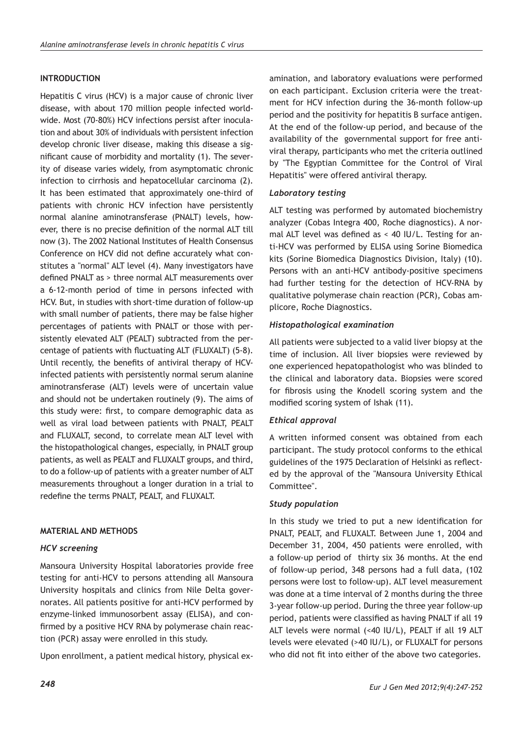## INTRODUCTION

Hepatitis C virus (HCV) is a major cause of chronic liver disease, with about 170 million people infected worldwide. Most (70-80%) HCV infections persist after inoculation and about 30% of individuals with persistent infection develop chronic liver disease, making this disease a significant cause of morbidity and mortality (1). The severity of disease varies widely, from asymptomatic chronic infection to cirrhosis and hepatocellular carcinoma (2). It has been estimated that approximately one-third of patients with chronic HCV infection have persistently normal alanine aminotransferase (PNALT) levels, however, there is no precise definition of the normal ALT till now (3). The 2002 National Institutes of Health Consensus Conference on HCV did not define accurately what constitutes a "normal" ALT level (4). Many investigators have defined PNALT as > three normal ALT measurements over a 6-12-month period of time in persons infected with HCV. But, in studies with short-time duration of follow-up with small number of patients, there may be false higher percentages of patients with PNALT or those with persistently elevated ALT (PEALT) subtracted from the percentage of patients with fluctuating ALT (FLUXALT) (5-8). Until recently, the benefits of antiviral therapy of HCV-infected patients with persistently normal serum alanine aminotransferase (ALT) levels were of uncertain value and should not be undertaken routinely (9). The aims of this study were: first, to compare demographic data as well as viral load between patients with PNALT, PEALT and FLUXALT, second, to correlate mean ALT level with the histopathological changes, especially, in PNALT group patients, as well as PEALT and FLUXALT groups, and third, to do a follow-up of patients with a greater number of ALT measurements throughout a longer duration in a trial to redefine the terms PNALT, PEALT, and FLUXALT.

## MATERIAL AND METHODS

### *HCV screening*

Mansoura University Hospital laboratories provide free testing for anti-HCV to persons attending all Mansoura University hospitals and clinics from Nile Delta governorates. All patients positive for anti-HCV performed by enzyme-linked immunosorbent assay (ELISA), and confirmed by a positive HCV RNA by polymerase chain reaction (PCR) assay were enrolled in this study.

Upon enrollment, a patient medical history, physical examination, and laboratory evaluations were performed on each participant. Exclusion criteria were the treatment for HCV infection during the 36-month follow-up period and the positivity for hepatitis B surface antigen. At the end of the follow-up period, and because of the availability of the governmental support for free antiviral therapy, participants who met the criteria outlined by "The Egyptian Committee for the Control of Viral Hepatitis" were offered antiviral therapy.

### *Laboratory testing*

ALT testing was performed by automated biochemistry analyzer (Cobas Integra 400, Roche diagnostics). A normal ALT level was defined as < 40 IU/L. Testing for anti-HCV was performed by ELISA using Sorine Biomedica kits (Sorine Biomedica Diagnostics Division, Italy) (10). Persons with an anti-HCV antibody-positive specimens had further testing for the detection of HCV-RNA by qualitative polymerase chain reaction (PCR), Cobas amplicore, Roche Diagnostics.

### *Histopathological examination*

All patients were subjected to a valid liver biopsy at the time of inclusion. All liver biopsies were reviewed by one experienced hepatopathologist who was blinded to the clinical and laboratory data. Biopsies were scored for fibrosis using the Knodell scoring system and the modified scoring system of Ishak (11).

### *Ethical approval*

A written informed consent was obtained from each participant. The study protocol conforms to the ethical guidelines of the 1975 Declaration of Helsinki as reflected by the approval of the "Mansoura University Ethical Committee".

### *Study population*

In this study we tried to put a new identification for PNALT, PEALT, and FLUXALT. Between June 1, 2004 and December 31, 2004, 450 patients were enrolled, with a follow-up period of thirty six 36 months. At the end of follow-up period, 348 persons had a full data, (102 persons were lost to follow-up). ALT level measurement was done at a time interval of 2 months during the three 3-year follow-up period. During the three year follow-up period, patients were classified as having PNALT if all 19 ALT levels were normal (<40 IU/L), PEALT if all 19 ALT levels were elevated (>40 IU/L), or FLUXALT for persons who did not fit into either of the above two categories.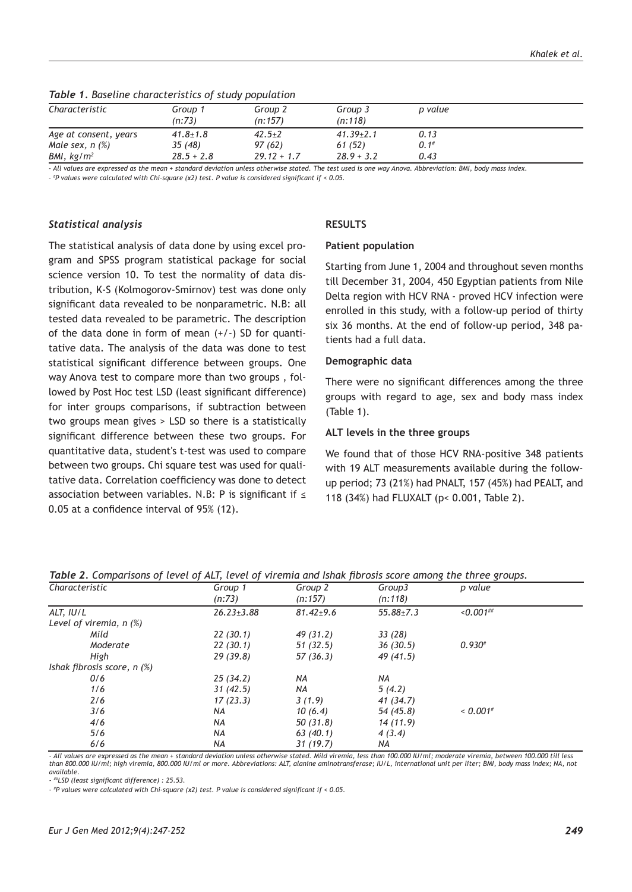*Table 1. Baseline characteristics of study population*

| Characteristic | Group 1 (n:73) | Group 2 (n:157) | Group 3 (n:118) | p value |
|---|---|---|---|---|
| Age at consent, years | 41.8±1.8 | 42.5±2 | 41.39±2.1 | 0.13 |
| Male sex, n (%) | 35 (48) | 97 (62) | 61 (52) | 0.1# |
| BMI, $kg/m^2$ | 28.5 + 2.8 | 29.12 + 1.7 | 28.9 + 3.2 | 0.43 |

- All values are expressed as the mean + standard deviation unless otherwise stated. The test used is one way Anova. Abbreviation: BMI, body mass index.
- #P values were calculated with Chi-square (x2) test. P value is considered significant if < 0.05.

### Statistical analysis

The statistical analysis of data done by using excel program and SPSS program statistical package for social science version 10. To test the normality of data distribution, K-S (Kolmogorov-Smirnov) test was done only significant data revealed to be nonparametric. N.B: all tested data revealed to be parametric. The description of the data done in form of mean (+/-) SD for quantitative data. The analysis of the data was done to test statistical significant difference between groups. One way Anova test to compare more than two groups , followed by Post Hoc test LSD (least significant difference) for inter groups comparisons, if subtraction between two groups mean gives > LSD so there is a statistically significant difference between these two groups. For quantitative data, student's t-test was used to compare between two groups. Chi square test was used for qualitative data. Correlation coefficiency was done to detect association between variables. N.B: P is significant if ≤ 0.05 at a confidence interval of 95% (12).

## RESULTS

### Patient population

Starting from June 1, 2004 and throughout seven months till December 31, 2004, 450 Egyptian patients from Nile Delta region with HCV RNA - proved HCV infection were enrolled in this study, with a follow-up period of thirty six 36 months. At the end of follow-up period, 348 patients had a full data.

### Demographic data

There were no significant differences among the three groups with regard to age, sex and body mass index (Table 1).

### ALT levels in the three groups

We found that of those HCV RNA-positive 348 patients with 19 ALT measurements available during the follow-up period; 73 (21%) had PNALT, 157 (45%) had PEALT, and 118 (34%) had FLUXALT (p< 0.001, Table 2).

*Table 2. Comparisons of level of ALT, level of viremia and Ishak fibrosis score among the three groups.*

| Characteristic | Group 1 (n:73) | Group 2 (n:157) | Group3 (n:118) | p value |
|---|---|---|---|---|
| ALT, IU/L | 26.23±3.88 | 81.42±9.6 | 55.88±7.3 | <0.001## |
| Level of viremia, n (%) | | | | |
| Mild | 22 (30.1) | 49 (31.2) | 33 (28) | |
| Moderate | 22 (30.1) | 51 (32.5) | 36 (30.5) | 0.930# |
| High | 29 (39.8) | 57 (36.3) | 49 (41.5) | |
| Ishak fibrosis score, n (%) | | | | |
| 0/6 | 25 (34.2) | NA | NA | |
| 1/6 | 31 (42.5) | NA | 5 (4.2) | |
| 2/6 | 17 (23.3) | 3 (1.9) | 41 (34.7) | |
| 3/6 | NA | 10 (6.4) | 54 (45.8) | < 0.001# |
| 4/6 | NA | 50 (31.8) | 14 (11.9) | |
| 5/6 | NA | 63 (40.1) | 4 (3.4) | |
| 6/6 | NA | 31 (19.7) | NA | |

- All values are expressed as the mean + standard deviation unless otherwise stated. Mild viremia, less than 100.000 IU/ml; moderate viremia, between 100.000 till less than 800.000 IU/ml; high viremia, 800.000 IU/ml or more. Abbreviations: ALT, alanine aminotransferase; IU/L, international unit per liter; BMI, body mass index; NA, not available.
- ##LSD (least significant difference) : 25.53.
- #P values were calculated with Chi-square (x2) test. P value is considered significant if < 0.05.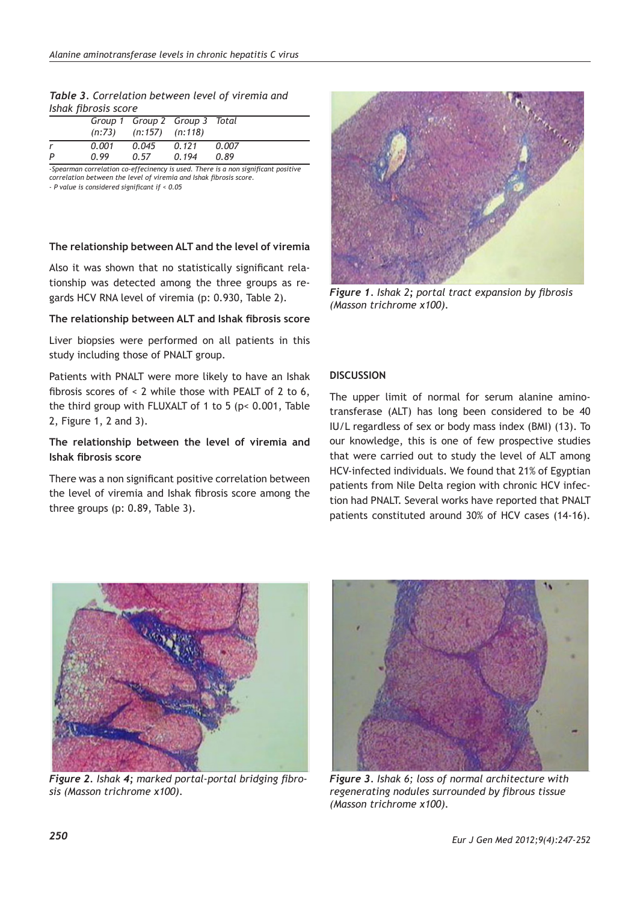*Table 3. Correlation between level of viremia and Ishak fibrosis score*

| | Group 1 (n:73) | Group 2 (n:157) | Group 3 (n:118) | Total |
|---|---|---|---|---|
| r | 0.001 | 0.045 | 0.121 | 0.007 |
| P | 0.99 | 0.57 | 0.194 | 0.89 |

*-Spearman correlation co-effecinency is used. There is a non significant positive correlation between the level of viremia and Ishak fibrosis score.*
*- P value is considered significant if < 0.05*

### The relationship between ALT and the level of viremia

Also it was shown that no statistically significant relationship was detected among the three groups as regards HCV RNA level of viremia (p: 0.930, Table 2).

### The relationship between ALT and Ishak fibrosis score

Liver biopsies were performed on all patients in this study including those of PNALT group.

Patients with PNALT were more likely to have an Ishak fibrosis scores of < 2 while those with PEALT of 2 to 6, the third group with FLUXALT of 1 to 5 (p< 0.001, Table 2, Figure 1, 2 and 3).

### The relationship between the level of viremia and Ishak fibrosis score

There was a non significant positive correlation between the level of viremia and Ishak fibrosis score among the three groups (p: 0.89, Table 3).

***Figure 1****. Ishak 2; portal tract expansion by fibrosis (Masson trichrome x100).*

## DISCUSSION

The upper limit of normal for serum alanine aminotransferase (ALT) has long been considered to be 40 IU/L regardless of sex or body mass index (BMI) (13). To our knowledge, this is one of few prospective studies that were carried out to study the level of ALT among HCV-infected individuals. We found that 21% of Egyptian patients from Nile Delta region with chronic HCV infection had PNALT. Several works have reported that PNALT patients constituted around 30% of HCV cases (14-16).

***Figure 2****. Ishak 4; marked portal-portal bridging fibrosis (Masson trichrome x100).*

***Figure 3****. Ishak 6; loss of normal architecture with regenerating nodules surrounded by fibrous tissue (Masson trichrome x100).*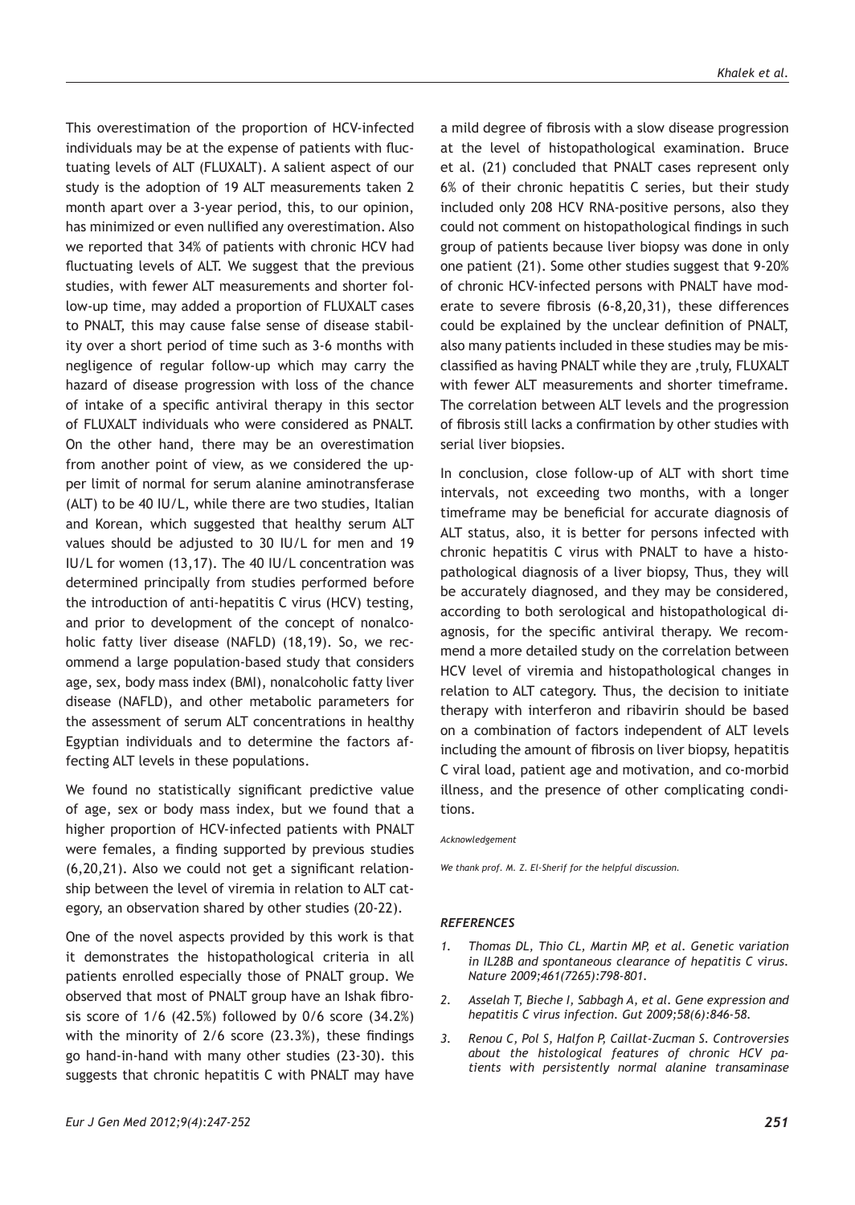This overestimation of the proportion of HCV-infected individuals may be at the expense of patients with fluctuating levels of ALT (FLUXALT). A salient aspect of our study is the adoption of 19 ALT measurements taken 2 month apart over a 3-year period, this, to our opinion, has minimized or even nullified any overestimation. Also we reported that 34% of patients with chronic HCV had fluctuating levels of ALT. We suggest that the previous studies, with fewer ALT measurements and shorter follow-up time, may added a proportion of FLUXALT cases to PNALT, this may cause false sense of disease stability over a short period of time such as 3-6 months with negligence of regular follow-up which may carry the hazard of disease progression with loss of the chance of intake of a specific antiviral therapy in this sector of FLUXALT individuals who were considered as PNALT. On the other hand, there may be an overestimation from another point of view, as we considered the upper limit of normal for serum alanine aminotransferase (ALT) to be 40 IU/L, while there are two studies, Italian and Korean, which suggested that healthy serum ALT values should be adjusted to 30 IU/L for men and 19 IU/L for women (13,17). The 40 IU/L concentration was determined principally from studies performed before the introduction of anti-hepatitis C virus (HCV) testing, and prior to development of the concept of nonalcoholic fatty liver disease (NAFLD) (18,19). So, we recommend a large population-based study that considers age, sex, body mass index (BMI), nonalcoholic fatty liver disease (NAFLD), and other metabolic parameters for the assessment of serum ALT concentrations in healthy Egyptian individuals and to determine the factors affecting ALT levels in these populations.

We found no statistically significant predictive value of age, sex or body mass index, but we found that a higher proportion of HCV-infected patients with PNALT were females, a finding supported by previous studies (6,20,21). Also we could not get a significant relationship between the level of viremia in relation to ALT category, an observation shared by other studies (20-22).

One of the novel aspects provided by this work is that it demonstrates the histopathological criteria in all patients enrolled especially those of PNALT group. We observed that most of PNALT group have an Ishak fibrosis score of 1/6 (42.5%) followed by 0/6 score (34.2%) with the minority of 2/6 score (23.3%), these findings go hand-in-hand with many other studies (23-30). this suggests that chronic hepatitis C with PNALT may have a mild degree of fibrosis with a slow disease progression at the level of histopathological examination. Bruce et al. (21) concluded that PNALT cases represent only 6% of their chronic hepatitis C series, but their study included only 208 HCV RNA-positive persons, also they could not comment on histopathological findings in such group of patients because liver biopsy was done in only one patient (21). Some other studies suggest that 9-20% of chronic HCV-infected persons with PNALT have moderate to severe fibrosis (6-8,20,31), these differences could be explained by the unclear definition of PNALT, also many patients included in these studies may be misclassified as having PNALT while they are ,truly, FLUXALT with fewer ALT measurements and shorter timeframe. The correlation between ALT levels and the progression of fibrosis still lacks a confirmation by other studies with serial liver biopsies.

In conclusion, close follow-up of ALT with short time intervals, not exceeding two months, with a longer timeframe may be beneficial for accurate diagnosis of ALT status, also, it is better for persons infected with chronic hepatitis C virus with PNALT to have a histopathological diagnosis of a liver biopsy, Thus, they will be accurately diagnosed, and they may be considered, according to both serological and histopathological diagnosis, for the specific antiviral therapy. We recommend a more detailed study on the correlation between HCV level of viremia and histopathological changes in relation to ALT category. Thus, the decision to initiate therapy with interferon and ribavirin should be based on a combination of factors independent of ALT levels including the amount of fibrosis on liver biopsy, hepatitis C viral load, patient age and motivation, and co-morbid illness, and the presence of other complicating conditions.

*Acknowledgement*

*We thank prof. M. Z. El-Sherif for the helpful discussion.*

### *REFERENCES*

1. *Thomas DL, Thio CL, Martin MP, et al. Genetic variation in IL28B and spontaneous clearance of hepatitis C virus. Nature 2009;461(7265):798-801.*
2. *Asselah T, Bieche I, Sabbagh A, et al. Gene expression and hepatitis C virus infection. Gut 2009;58(6):846-58.*
3. *Renou C, Pol S, Halfon P, Caillat-Zucman S. Controversies about the histological features of chronic HCV patients with persistently normal alanine transaminase*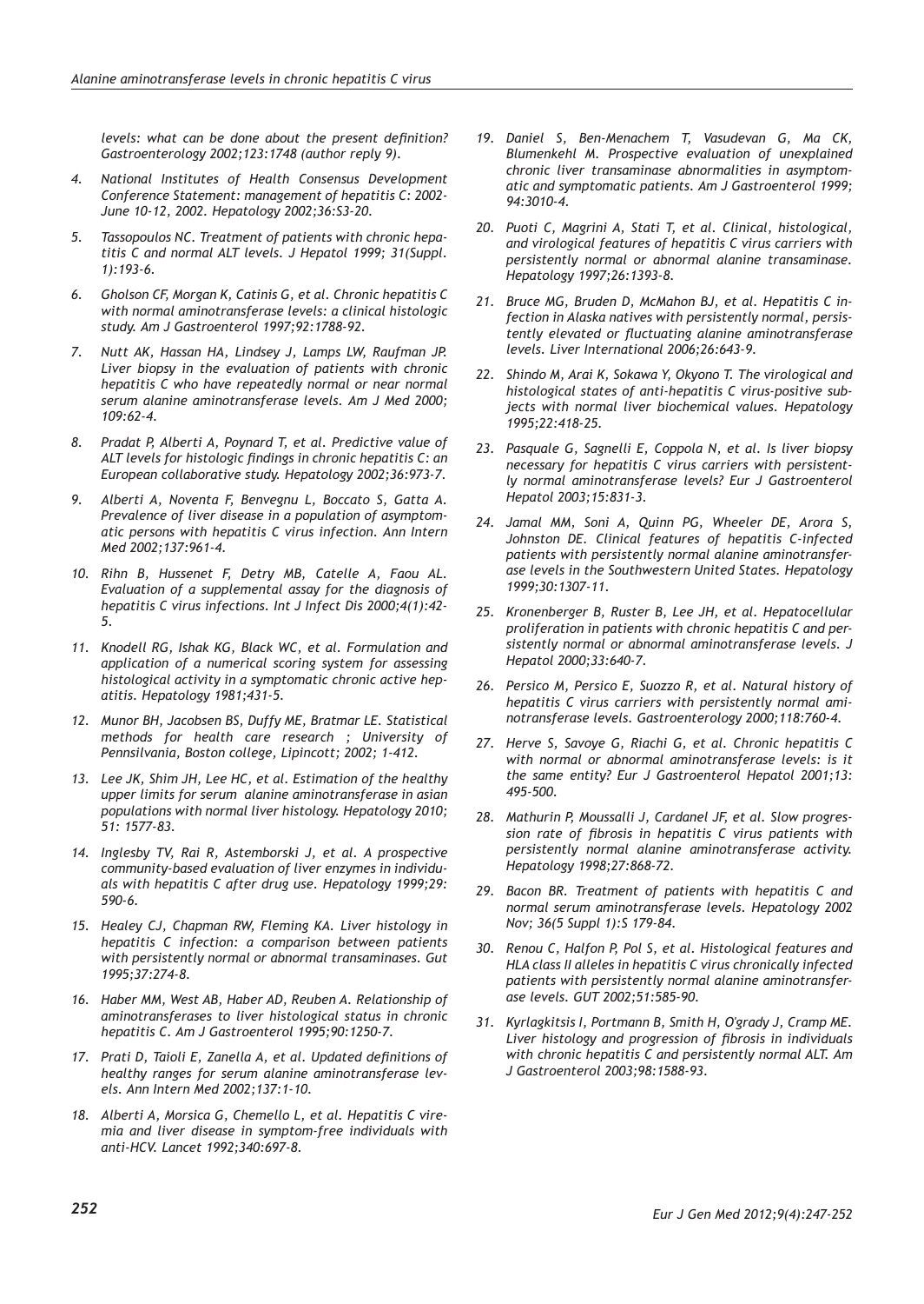*levels: what can be done about the present definition? Gastroenterology 2002;123:1748 (author reply 9).*

4. *National Institutes of Health Consensus Development Conference Statement: management of hepatitis C: 2002- June 10-12, 2002. Hepatology 2002;36:S3-20.*
5. *Tassopoulos NC. Treatment of patients with chronic hepatitis C and normal ALT levels. J Hepatol 1999; 31(Suppl. 1):193-6.*
6. *Gholson CF, Morgan K, Catinis G, et al. Chronic hepatitis C with normal aminotransferase levels: a clinical histologic study. Am J Gastroenterol 1997;92:1788-92.*
7. *Nutt AK, Hassan HA, Lindsey J, Lamps LW, Raufman JP. Liver biopsy in the evaluation of patients with chronic hepatitis C who have repeatedly normal or near normal serum alanine aminotransferase levels. Am J Med 2000; 109:62-4.*
8. *Pradat P, Alberti A, Poynard T, et al. Predictive value of ALT levels for histologic findings in chronic hepatitis C: an European collaborative study. Hepatology 2002;36:973-7.*
9. *Alberti A, Noventa F, Benvegnu L, Boccato S, Gatta A. Prevalence of liver disease in a population of asymptomatic persons with hepatitis C virus infection. Ann Intern Med 2002;137:961-4.*
10. *Rihn B, Hussenet F, Detry MB, Catelle A, Faou AL. Evaluation of a supplemental assay for the diagnosis of hepatitis C virus infections. Int J Infect Dis 2000;4(1):42-5.*
11. *Knodell RG, Ishak KG, Black WC, et al. Formulation and application of a numerical scoring system for assessing histological activity in a symptomatic chronic active hepatitis. Hepatology 1981;431-5.*
12. *Munor BH, Jacobsen BS, Duffy ME, Bratmar LE. Statistical methods for health care research ; University of Pennsilvania, Boston college, Lipincott; 2002; 1-412.*
13. *Lee JK, Shim JH, Lee HC, et al. Estimation of the healthy upper limits for serum alanine aminotransferase in asian populations with normal liver histology. Hepatology 2010; 51: 1577-83.*
14. *Inglesby TV, Rai R, Astemborski J, et al. A prospective community-based evaluation of liver enzymes in individuals with hepatitis C after drug use. Hepatology 1999;29: 590-6.*
15. *Healey CJ, Chapman RW, Fleming KA. Liver histology in hepatitis C infection: a comparison between patients with persistently normal or abnormal transaminases. Gut 1995;37:274-8.*
16. *Haber MM, West AB, Haber AD, Reuben A. Relationship of aminotransferases to liver histological status in chronic hepatitis C. Am J Gastroenterol 1995;90:1250-7.*
17. *Prati D, Taioli E, Zanella A, et al. Updated definitions of healthy ranges for serum alanine aminotransferase levels. Ann Intern Med 2002;137:1-10.*
18. *Alberti A, Morsica G, Chemello L, et al. Hepatitis C viremia and liver disease in symptom-free individuals with anti-HCV. Lancet 1992;340:697-8.*
19. *Daniel S, Ben-Menachem T, Vasudevan G, Ma CK, Blumenkehl M. Prospective evaluation of unexplained chronic liver transaminase abnormalities in asymptomatic and symptomatic patients. Am J Gastroenterol 1999; 94:3010-4.*
20. *Puoti C, Magrini A, Stati T, et al. Clinical, histological, and virological features of hepatitis C virus carriers with persistently normal or abnormal alanine transaminase. Hepatology 1997;26:1393-8.*
21. *Bruce MG, Bruden D, McMahon BJ, et al. Hepatitis C infection in Alaska natives with persistently normal, persistently elevated or fluctuating alanine aminotransferase levels. Liver International 2006;26:643-9.*
22. *Shindo M, Arai K, Sokawa Y, Okyono T. The virological and histological states of anti-hepatitis C virus-positive subjects with normal liver biochemical values. Hepatology 1995;22:418-25.*
23. *Pasquale G, Sagnelli E, Coppola N, et al. Is liver biopsy necessary for hepatitis C virus carriers with persistently normal aminotransferase levels? Eur J Gastroenterol Hepatol 2003;15:831-3.*
24. *Jamal MM, Soni A, Quinn PG, Wheeler DE, Arora S, Johnston DE. Clinical features of hepatitis C-infected patients with persistently normal alanine aminotransferase levels in the Southwestern United States. Hepatology 1999;30:1307-11.*
25. *Kronenberger B, Ruster B, Lee JH, et al. Hepatocellular proliferation in patients with chronic hepatitis C and persistently normal or abnormal aminotransferase levels. J Hepatol 2000;33:640-7.*
26. *Persico M, Persico E, Suozzo R, et al. Natural history of hepatitis C virus carriers with persistently normal aminotransferase levels. Gastroenterology 2000;118:760-4.*
27. *Herve S, Savoye G, Riachi G, et al. Chronic hepatitis C with normal or abnormal aminotransferase levels: is it the same entity? Eur J Gastroenterol Hepatol 2001;13: 495-500.*
28. *Mathurin P, Moussalli J, Cardanel JF, et al. Slow progression rate of fibrosis in hepatitis C virus patients with persistently normal alanine aminotransferase activity. Hepatology 1998;27:868-72.*
29. *Bacon BR. Treatment of patients with hepatitis C and normal serum aminotransferase levels. Hepatology 2002 Nov; 36(5 Suppl 1):S 179-84.*
30. *Renou C, Halfon P, Pol S, et al. Histological features and HLA class II alleles in hepatitis C virus chronically infected patients with persistently normal alanine aminotransferase levels. GUT 2002;51:585-90.*
31. *Kyrlagkitsis I, Portmann B, Smith H, O'grady J, Cramp ME. Liver histology and progression of fibrosis in individuals with chronic hepatitis C and persistently normal ALT. Am J Gastroenterol 2003;98:1588-93.*